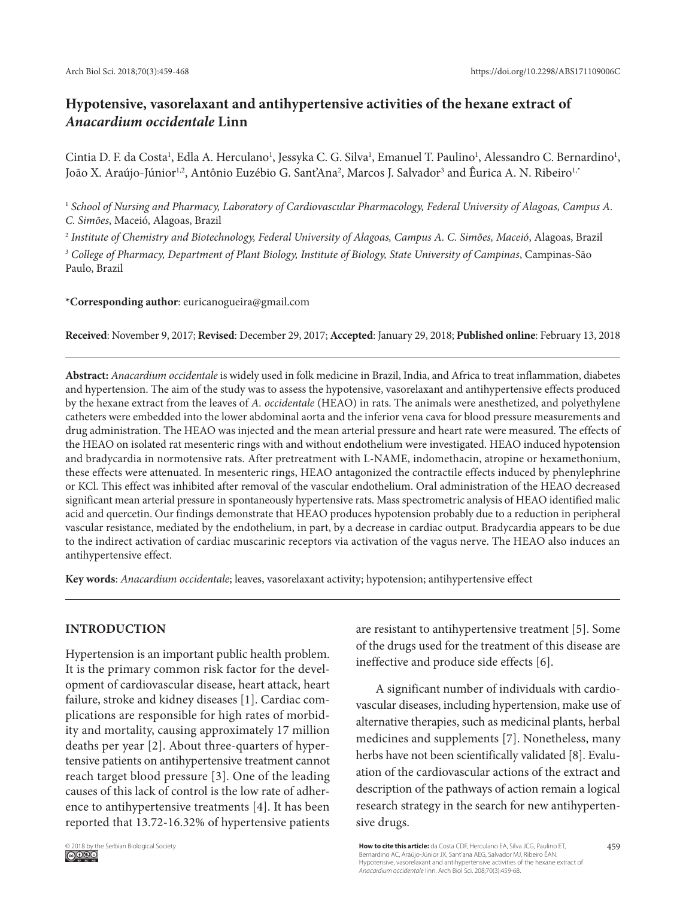# Hypotensive, vasorelaxant and antihypertensive activities of the hexane extract of *Anacardium occidentale* Linn

Cintia D. F. da Costa[1], Edla A. Herculano[1], Jessyka C. G. Silva[1], Emanuel T. Paulino[1], Alessandro C. Bernardino[1], João X. Araújo-Júnior[1,2], Antônio Euzébio G. Sant'Ana[2], Marcos J. Salvador[3] and Êurica A. N. Ribeiro[1,*]

[1] *School of Nursing and Pharmacy, Laboratory of Cardiovascular Pharmacology, Federal University of Alagoas, Campus A. C. Simões*, Maceió, Alagoas, Brazil

[2] *Institute of Chemistry and Biotechnology, Federal University of Alagoas, Campus A. C. Simões, Maceió*, Alagoas, Brazil

[3] *College of Pharmacy, Department of Plant Biology, Institute of Biology, State University of Campinas*, Campinas-São Paulo, Brazil

***Corresponding author**: euricanogueira@gmail.com

**Received**: November 9, 2017; **Revised**: December 29, 2017; **Accepted**: January 29, 2018; **Published online**: February 13, 2018

---

**Abstract:** *Anacardium occidentale* is widely used in folk medicine in Brazil, India, and Africa to treat inflammation, diabetes and hypertension. The aim of the study was to assess the hypotensive, vasorelaxant and antihypertensive effects produced by the hexane extract from the leaves of *A. occidentale* (HEAO) in rats. The animals were anesthetized, and polyethylene catheters were embedded into the lower abdominal aorta and the inferior vena cava for blood pressure measurements and drug administration. The HEAO was injected and the mean arterial pressure and heart rate were measured. The effects of the HEAO on isolated rat mesenteric rings with and without endothelium were investigated. HEAO induced hypotension and bradycardia in normotensive rats. After pretreatment with L-NAME, indomethacin, atropine or hexamethonium, these effects were attenuated. In mesenteric rings, HEAO antagonized the contractile effects induced by phenylephrine or KCl. This effect was inhibited after removal of the vascular endothelium. Oral administration of the HEAO decreased significant mean arterial pressure in spontaneously hypertensive rats. Mass spectrometric analysis of HEAO identified malic acid and quercetin. Our findings demonstrate that HEAO produces hypotension probably due to a reduction in peripheral vascular resistance, mediated by the endothelium, in part, by a decrease in cardiac output. Bradycardia appears to be due to the indirect activation of cardiac muscarinic receptors via activation of the vagus nerve. The HEAO also induces an antihypertensive effect.

**Key words**: *Anacardium occidentale*; leaves, vasorelaxant activity; hypotension; antihypertensive effect

---

## INTRODUCTION

Hypertension is an important public health problem. It is the primary common risk factor for the development of cardiovascular disease, heart attack, heart failure, stroke and kidney diseases [1]. Cardiac complications are responsible for high rates of morbidity and mortality, causing approximately 17 million deaths per year [2]. About three-quarters of hypertensive patients on antihypertensive treatment cannot reach target blood pressure [3]. One of the leading causes of this lack of control is the low rate of adherence to antihypertensive treatments [4]. It has been reported that 13.72-16.32% of hypertensive patients are resistant to antihypertensive treatment [5]. Some of the drugs used for the treatment of this disease are ineffective and produce side effects [6].

A significant number of individuals with cardiovascular diseases, including hypertension, make use of alternative therapies, such as medicinal plants, herbal medicines and supplements [7]. Nonetheless, many herbs have not been scientifically validated [8]. Evaluation of the cardiovascular actions of the extract and description of the pathways of action remain a logical research strategy in the search for new antihypertensive drugs.

© 2018 by the Serbian Biological Society

**How to cite this article:** da Costa CDF, Herculano EA, Silva JCG, Paulino ET, Bernardino AC, Araújo-Júnior JX, Sant'ana AEG, Salvador MJ, Ribeiro ÊAN. Hypotensive, vasorelaxant and antihypertensive activities of the hexane extract of *Anacardium occidentale* linn. Arch Biol Sci. 208;70(3):459-68.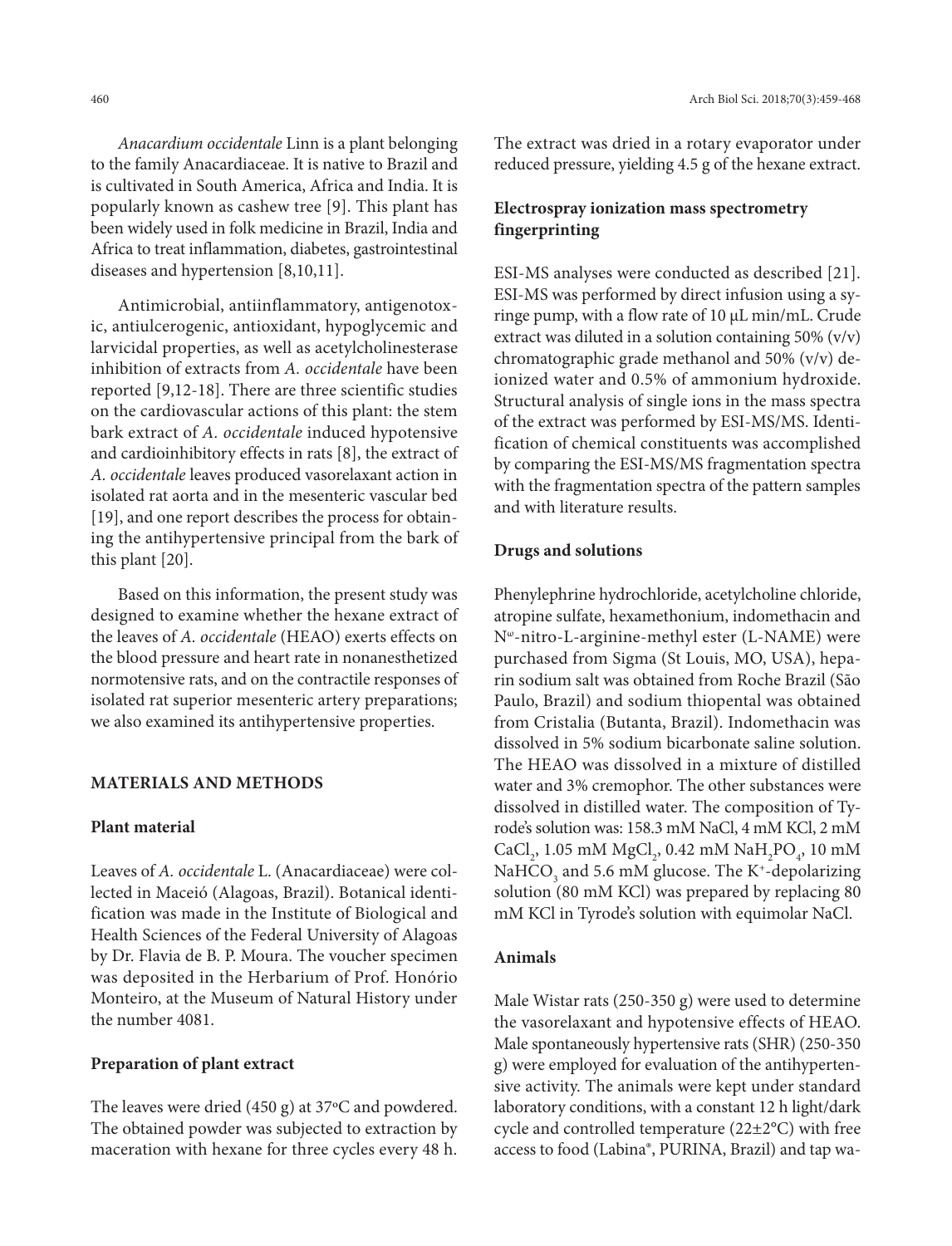*Anacardium occidentale* Linn is a plant belonging to the family Anacardiaceae. It is native to Brazil and is cultivated in South America, Africa and India. It is popularly known as cashew tree [9]. This plant has been widely used in folk medicine in Brazil, India and Africa to treat inflammation, diabetes, gastrointestinal diseases and hypertension [8,10,11].

Antimicrobial, antiinflammatory, antigenotoxic, antiulcerogenic, antioxidant, hypoglycemic and larvicidal properties, as well as acetylcholinesterase inhibition of extracts from *A. occidentale* have been reported [9,12-18]. There are three scientific studies on the cardiovascular actions of this plant: the stem bark extract of *A. occidentale* induced hypotensive and cardioinhibitory effects in rats [8], the extract of *A. occidentale* leaves produced vasorelaxant action in isolated rat aorta and in the mesenteric vascular bed [19], and one report describes the process for obtaining the antihypertensive principal from the bark of this plant [20].

Based on this information, the present study was designed to examine whether the hexane extract of the leaves of *A. occidentale* (HEAO) exerts effects on the blood pressure and heart rate in nonanesthetized normotensive rats, and on the contractile responses of isolated rat superior mesenteric artery preparations; we also examined its antihypertensive properties.

## MATERIALS AND METHODS

### Plant material

Leaves of *A. occidentale* L. (Anacardiaceae) were collected in Maceió (Alagoas, Brazil). Botanical identification was made in the Institute of Biological and Health Sciences of the Federal University of Alagoas by Dr. Flavia de B. P. Moura. The voucher specimen was deposited in the Herbarium of Prof. Honório Monteiro, at the Museum of Natural History under the number 4081.

### Preparation of plant extract

The leaves were dried (450 g) at 37°C and powdered. The obtained powder was subjected to extraction by maceration with hexane for three cycles every 48 h. The extract was dried in a rotary evaporator under reduced pressure, yielding 4.5 g of the hexane extract.

### Electrospray ionization mass spectrometry fingerprinting

ESI-MS analyses were conducted as described [21]. ESI-MS was performed by direct infusion using a syringe pump, with a flow rate of 10 μL min/mL. Crude extract was diluted in a solution containing 50% (v/v) chromatographic grade methanol and 50% (v/v) deionized water and 0.5% of ammonium hydroxide. Structural analysis of single ions in the mass spectra of the extract was performed by ESI-MS/MS. Identification of chemical constituents was accomplished by comparing the ESI-MS/MS fragmentation spectra with the fragmentation spectra of the pattern samples and with literature results.

### Drugs and solutions

Phenylephrine hydrochloride, acetylcholine chloride, atropine sulfate, hexamethonium, indomethacin and $N^{\omega}$-nitro-L-arginine-methyl ester (L-NAME) were purchased from Sigma (St Louis, MO, USA), heparin sodium salt was obtained from Roche Brazil (São Paulo, Brazil) and sodium thiopental was obtained from Cristalia (Butanta, Brazil). Indomethacin was dissolved in 5% sodium bicarbonate saline solution. The HEAO was dissolved in a mixture of distilled water and 3% cremophor. The other substances were dissolved in distilled water. The composition of Tyrode's solution was: 158.3 mM NaCl, 4 mM KCl, 2 mM $CaCl_2$, 1.05 mM $MgCl_2$, 0.42 mM $NaH_2PO_4$, 10 mM $NaHCO_3$ and 5.6 mM glucose. The $K^+$-depolarizing solution (80 mM KCl) was prepared by replacing 80 mM KCl in Tyrode's solution with equimolar NaCl.

### Animals

Male Wistar rats (250-350 g) were used to determine the vasorelaxant and hypotensive effects of HEAO. Male spontaneously hypertensive rats (SHR) (250-350 g) were employed for evaluation of the antihypertensive activity. The animals were kept under standard laboratory conditions, with a constant 12 h light/dark cycle and controlled temperature (22±2°C) with free access to food (Labina®, PURINA, Brazil) and tap wa-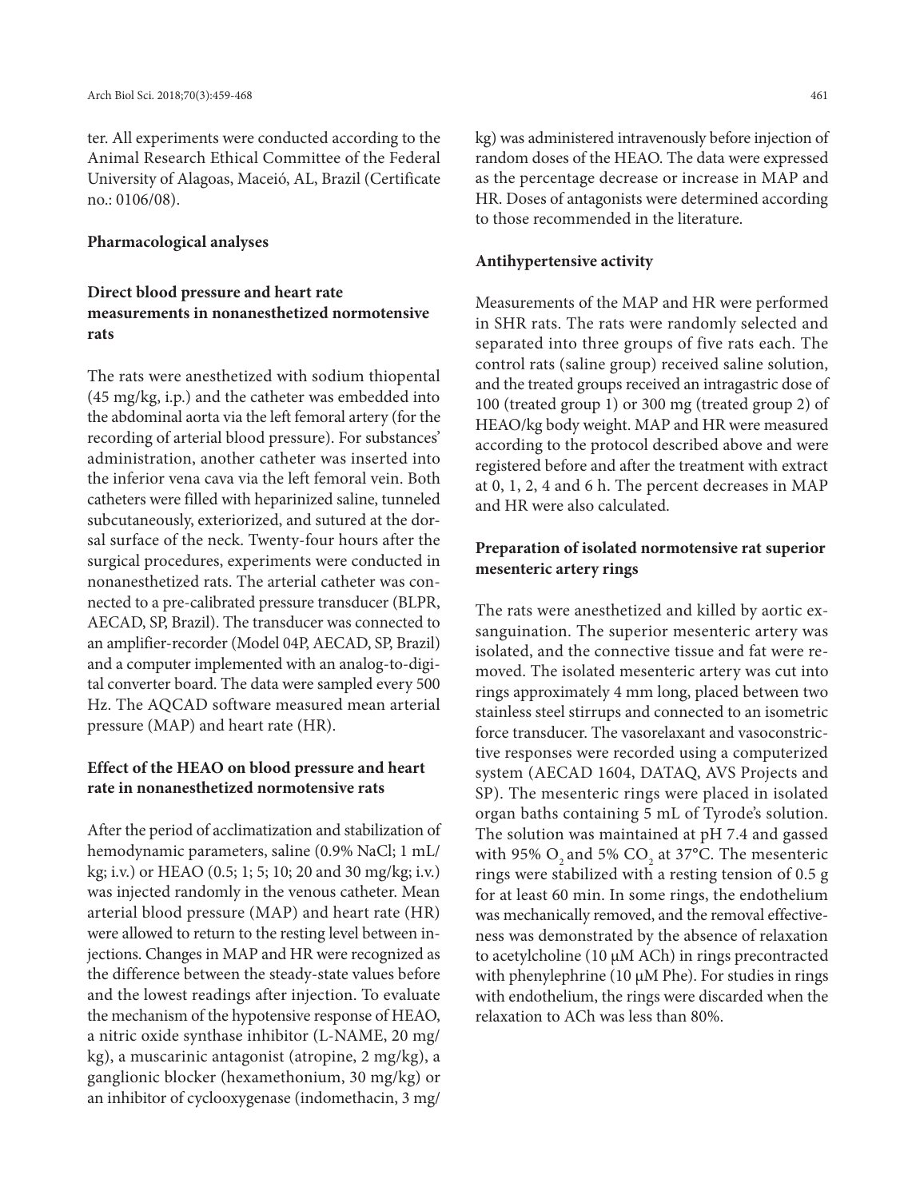ter. All experiments were conducted according to the Animal Research Ethical Committee of the Federal University of Alagoas, Maceió, AL, Brazil (Certificate no.: 0106/08).

### Pharmacological analyses

### Direct blood pressure and heart rate measurements in nonanesthetized normotensive rats

The rats were anesthetized with sodium thiopental (45 mg/kg, i.p.) and the catheter was embedded into the abdominal aorta via the left femoral artery (for the recording of arterial blood pressure). For substances' administration, another catheter was inserted into the inferior vena cava via the left femoral vein. Both catheters were filled with heparinized saline, tunneled subcutaneously, exteriorized, and sutured at the dorsal surface of the neck. Twenty-four hours after the surgical procedures, experiments were conducted in nonanesthetized rats. The arterial catheter was connected to a pre-calibrated pressure transducer (BLPR, AECAD, SP, Brazil). The transducer was connected to an amplifier-recorder (Model 04P, AECAD, SP, Brazil) and a computer implemented with an analog-to-digital converter board. The data were sampled every 500 Hz. The AQCAD software measured mean arterial pressure (MAP) and heart rate (HR).

### Effect of the HEAO on blood pressure and heart rate in nonanesthetized normotensive rats

After the period of acclimatization and stabilization of hemodynamic parameters, saline (0.9% NaCl; 1 mL/kg; i.v.) or HEAO (0.5; 1; 5; 10; 20 and 30 mg/kg; i.v.) was injected randomly in the venous catheter. Mean arterial blood pressure (MAP) and heart rate (HR) were allowed to return to the resting level between injections. Changes in MAP and HR were recognized as the difference between the steady-state values before and the lowest readings after injection. To evaluate the mechanism of the hypotensive response of HEAO, a nitric oxide synthase inhibitor (L-NAME, 20 mg/kg), a muscarinic antagonist (atropine, 2 mg/kg), a ganglionic blocker (hexamethonium, 30 mg/kg) or an inhibitor of cyclooxygenase (indomethacin, 3 mg/kg) was administered intravenously before injection of random doses of the HEAO. The data were expressed as the percentage decrease or increase in MAP and HR. Doses of antagonists were determined according to those recommended in the literature.

### Antihypertensive activity

Measurements of the MAP and HR were performed in SHR rats. The rats were randomly selected and separated into three groups of five rats each. The control rats (saline group) received saline solution, and the treated groups received an intragastric dose of 100 (treated group 1) or 300 mg (treated group 2) of HEAO/kg body weight. MAP and HR were measured according to the protocol described above and were registered before and after the treatment with extract at 0, 1, 2, 4 and 6 h. The percent decreases in MAP and HR were also calculated.

### Preparation of isolated normotensive rat superior mesenteric artery rings

The rats were anesthetized and killed by aortic exsanguination. The superior mesenteric artery was isolated, and the connective tissue and fat were removed. The isolated mesenteric artery was cut into rings approximately 4 mm long, placed between two stainless steel stirrups and connected to an isometric force transducer. The vasorelaxant and vasoconstrictive responses were recorded using a computerized system (AECAD 1604, DATAQ, AVS Projects and SP). The mesenteric rings were placed in isolated organ baths containing 5 mL of Tyrode's solution. The solution was maintained at pH 7.4 and gassed with 95% $O_2$ and 5% $CO_2$ at 37°C. The mesenteric rings were stabilized with a resting tension of 0.5 g for at least 60 min. In some rings, the endothelium was mechanically removed, and the removal effectiveness was demonstrated by the absence of relaxation to acetylcholine (10 μM ACh) in rings precontracted with phenylephrine (10 μM Phe). For studies in rings with endothelium, the rings were discarded when the relaxation to ACh was less than 80%.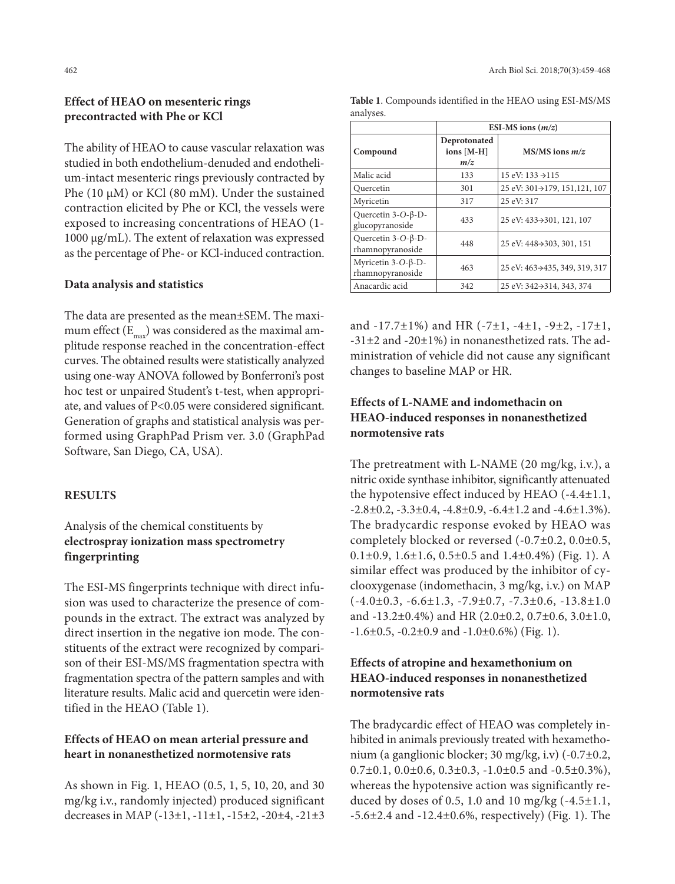### Effect of HEAO on mesenteric rings precontracted with Phe or KCl

The ability of HEAO to cause vascular relaxation was studied in both endothelium-denuded and endothelium-intact mesenteric rings previously contracted by Phe (10 μM) or KCl (80 mM). Under the sustained contraction elicited by Phe or KCl, the vessels were exposed to increasing concentrations of HEAO (1-1000 μg/mL). The extent of relaxation was expressed as the percentage of Phe- or KCl-induced contraction.

### Data analysis and statistics

The data are presented as the mean±SEM. The maximum effect ($E_{max}$) was considered as the maximal amplitude response reached in the concentration-effect curves. The obtained results were statistically analyzed using one-way ANOVA followed by Bonferroni's post hoc test or unpaired Student's t-test, when appropriate, and values of $P<0.05$ were considered significant. Generation of graphs and statistical analysis was performed using GraphPad Prism ver. 3.0 (GraphPad Software, San Diego, CA, USA).

## RESULTS

### Analysis of the chemical constituents by electrospray ionization mass spectrometry fingerprinting

The ESI-MS fingerprints technique with direct infusion was used to characterize the presence of compounds in the extract. The extract was analyzed by direct insertion in the negative ion mode. The constituents of the extract were recognized by comparison of their ESI-MS/MS fragmentation spectra with fragmentation spectra of the pattern samples and with literature results. Malic acid and quercetin were identified in the HEAO (Table 1).

### Effects of HEAO on mean arterial pressure and heart in nonanesthetized normotensive rats

As shown in Fig. 1, HEAO (0.5, 1, 5, 10, 20, and 30 mg/kg i.v., randomly injected) produced significant decreases in MAP (-13±1, -11±1, -15±2, -20±4, -21±3 and -17.7±1%) and HR (-7±1, -4±1, -9±2, -17±1, -31±2 and -20±1%) in nonanesthetized rats. The administration of vehicle did not cause any significant changes to baseline MAP or HR.

**Table 1**. Compounds identified in the HEAO using ESI-MS/MS analyses.

| | ESI-MS ions (*m/z*) | |
|---|---|---|
| Compound | Deprotonated ions [M-H] *m/z* | MS/MS ions *m/z* |
| Malic acid | 133 | 15 eV: 133→115 |
| Quercetin | 301 | 25 eV: 301→179, 151,121, 107 |
| Myricetin | 317 | 25 eV: 317 |
| Quercetin 3-*O*-β-D-glucopyranoside | 433 | 25 eV: 433→301, 121, 107 |
| Quercetin 3-*O*-β-D-rhamnopyranoside | 448 | 25 eV: 448→303, 301, 151 |
| Myricetin 3-*O*-β-D-rhamnopyranoside | 463 | 25 eV: 463→435, 349, 319, 317 |
| Anacardic acid | 342 | 25 eV: 342→314, 343, 374 |

### Effects of L-NAME and indomethacin on HEAO-induced responses in nonanesthetized normotensive rats

The pretreatment with L-NAME (20 mg/kg, i.v.), a nitric oxide synthase inhibitor, significantly attenuated the hypotensive effect induced by HEAO (-4.4±1.1, -2.8±0.2, -3.3±0.4, -4.8±0.9, -6.4±1.2 and -4.6±1.3%). The bradycardic response evoked by HEAO was completely blocked or reversed (-0.7±0.2, 0.0±0.5, 0.1±0.9, 1.6±1.6, 0.5±0.5 and 1.4±0.4%) (Fig. 1). A similar effect was produced by the inhibitor of cyclooxygenase (indomethacin, 3 mg/kg, i.v.) on MAP (-4.0±0.3, -6.6±1.3, -7.9±0.7, -7.3±0.6, -13.8±1.0 and -13.2±0.4%) and HR (2.0±0.2, 0.7±0.6, 3.0±1.0, -1.6±0.5, -0.2±0.9 and -1.0±0.6%) (Fig. 1).

### Effects of atropine and hexamethonium on HEAO-induced responses in nonanesthetized normotensive rats

The bradycardic effect of HEAO was completely inhibited in animals previously treated with hexamethonium (a ganglionic blocker; 30 mg/kg, i.v) (-0.7±0.2, 0.7±0.1, 0.0±0.6, 0.3±0.3, -1.0±0.5 and -0.5±0.3%), whereas the hypotensive action was significantly reduced by doses of 0.5, 1.0 and 10 mg/kg (-4.5±1.1, -5.6±2.4 and -12.4±0.6%, respectively) (Fig. 1). The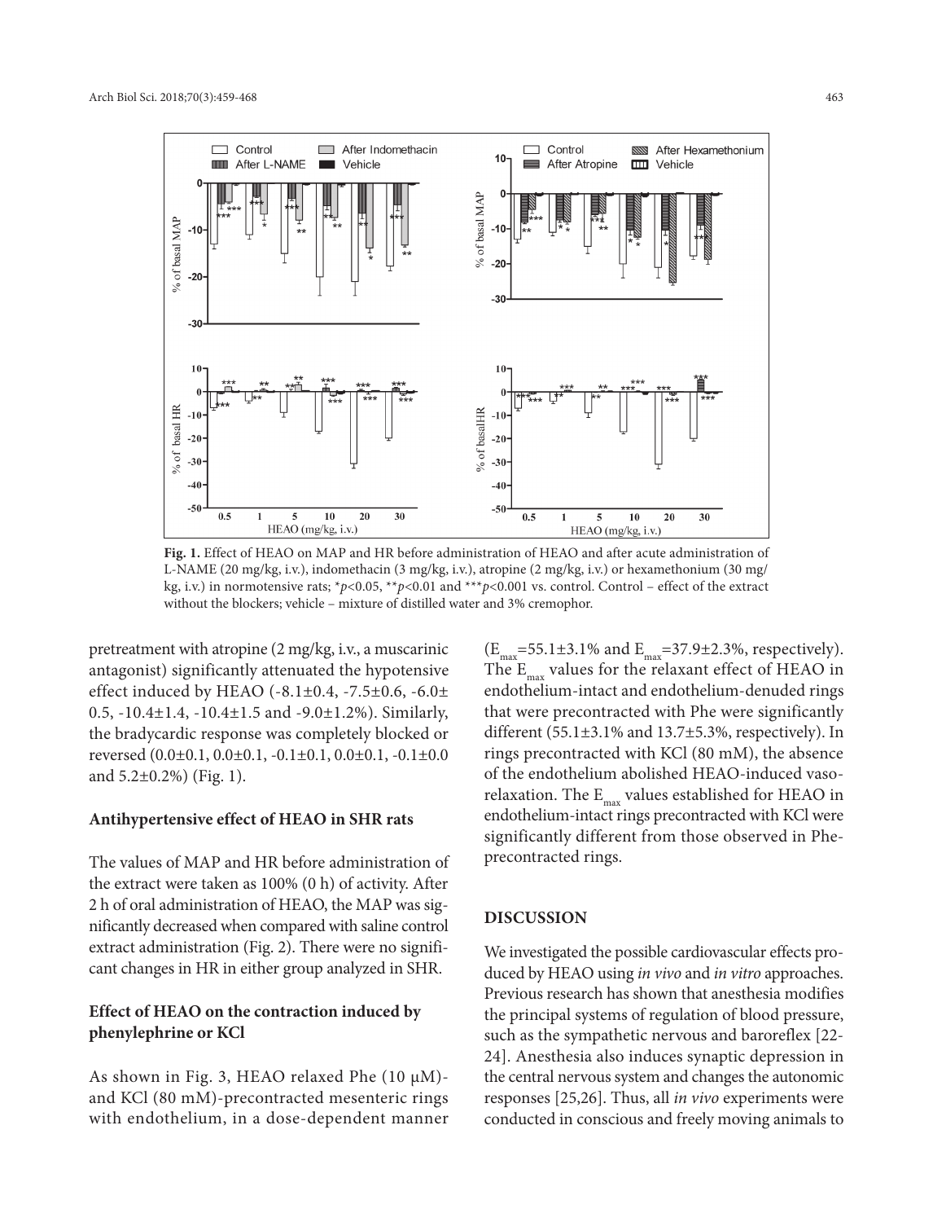**Fig. 1.** Effect of HEAO on MAP and HR before administration of HEAO and after acute administration of L-NAME (20 mg/kg, i.v.), indomethacin (3 mg/kg, i.v.), atropine (2 mg/kg, i.v.) or hexamethonium (30 mg/kg, i.v.) in normotensive rats; \*$p$<0.05, \*\*$p$<0.01 and \*\*\*$p$<0.001 vs. control. Control – effect of the extract without the blockers; vehicle – mixture of distilled water and 3% cremophor.

pretreatment with atropine (2 mg/kg, i.v., a muscarinic antagonist) significantly attenuated the hypotensive effect induced by HEAO (-8.1±0.4, -7.5±0.6, -6.0±0.5, -10.4±1.4, -10.4±1.5 and -9.0±1.2%). Similarly, the bradycardic response was completely blocked or reversed (0.0±0.1, 0.0±0.1, -0.1±0.1, 0.0±0.1, -0.1±0.0 and 5.2±0.2%) (Fig. 1).

### Antihypertensive effect of HEAO in SHR rats

The values of MAP and HR before administration of the extract were taken as 100% (0 h) of activity. After 2 h of oral administration of HEAO, the MAP was significantly decreased when compared with saline control extract administration (Fig. 2). There were no significant changes in HR in either group analyzed in SHR.

### Effect of HEAO on the contraction induced by phenylephrine or KCl

As shown in Fig. 3, HEAO relaxed Phe (10 μM)- and KCl (80 mM)-precontracted mesenteric rings with endothelium, in a dose-dependent manner ($E_{max}$=55.1±3.1% and $E_{max}$=37.9±2.3%, respectively). The $E_{max}$ values for the relaxant effect of HEAO in endothelium-intact and endothelium-denuded rings that were precontracted with Phe were significantly different (55.1±3.1% and 13.7±5.3%, respectively). In rings precontracted with KCl (80 mM), the absence of the endothelium abolished HEAO-induced vasorelaxation. The $E_{max}$ values established for HEAO in endothelium-intact rings precontracted with KCl were significantly different from those observed in Phe-precontracted rings.

## DISCUSSION

We investigated the possible cardiovascular effects produced by HEAO using *in vivo* and *in vitro* approaches. Previous research has shown that anesthesia modifies the principal systems of regulation of blood pressure, such as the sympathetic nervous and baroreflex [22-24]. Anesthesia also induces synaptic depression in the central nervous system and changes the autonomic responses [25,26]. Thus, all *in vivo* experiments were conducted in conscious and freely moving animals to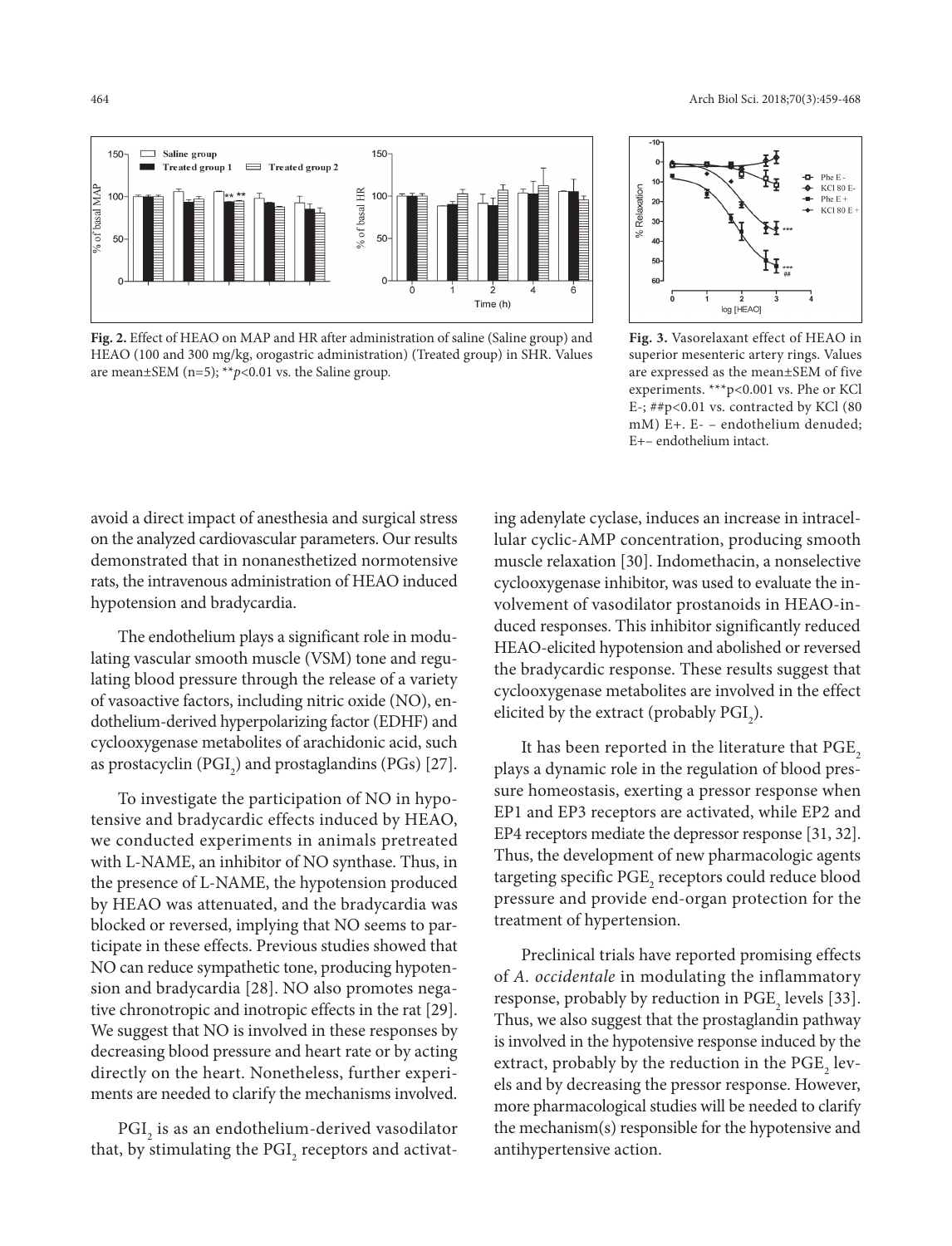**Fig. 2.** Effect of HEAO on MAP and HR after administration of saline (Saline group) and HEAO (100 and 300 mg/kg, orogastric administration) (Treated group) in SHR. Values are mean±SEM (n=5); $^{**}p<0.01$ vs. the Saline group.

**Fig. 3.** Vasorelaxant effect of HEAO in superior mesenteric artery rings. Values are expressed as the mean±SEM of five experiments. $^{***}p<0.001$ vs. Phe or KCl E-; ##p<0.01 vs. contracted by KCl (80 mM) E+. E- – endothelium denuded; E+– endothelium intact.

avoid a direct impact of anesthesia and surgical stress on the analyzed cardiovascular parameters. Our results demonstrated that in nonanesthetized normotensive rats, the intravenous administration of HEAO induced hypotension and bradycardia.

The endothelium plays a significant role in modulating vascular smooth muscle (VSM) tone and regulating blood pressure through the release of a variety of vasoactive factors, including nitric oxide (NO), endothelium-derived hyperpolarizing factor (EDHF) and cyclooxygenase metabolites of arachidonic acid, such as prostacyclin ($PGI_2$) and prostaglandins (PGs) [27].

To investigate the participation of NO in hypotensive and bradycardic effects induced by HEAO, we conducted experiments in animals pretreated with L-NAME, an inhibitor of NO synthase. Thus, in the presence of L-NAME, the hypotension produced by HEAO was attenuated, and the bradycardia was blocked or reversed, implying that NO seems to participate in these effects. Previous studies showed that NO can reduce sympathetic tone, producing hypotension and bradycardia [28]. NO also promotes negative chronotropic and inotropic effects in the rat [29]. We suggest that NO is involved in these responses by decreasing blood pressure and heart rate or by acting directly on the heart. Nonetheless, further experiments are needed to clarify the mechanisms involved.

$PGI_2$ is as an endothelium-derived vasodilator that, by stimulating the $PGI_2$ receptors and activating adenylate cyclase, induces an increase in intracellular cyclic-AMP concentration, producing smooth muscle relaxation [30]. Indomethacin, a nonselective cyclooxygenase inhibitor, was used to evaluate the involvement of vasodilator prostanoids in HEAO-induced responses. This inhibitor significantly reduced HEAO-elicited hypotension and abolished or reversed the bradycardic response. These results suggest that cyclooxygenase metabolites are involved in the effect elicited by the extract (probably $PGI_2$).

It has been reported in the literature that $PGE_2$ plays a dynamic role in the regulation of blood pressure homeostasis, exerting a pressor response when EP1 and EP3 receptors are activated, while EP2 and EP4 receptors mediate the depressor response [31, 32]. Thus, the development of new pharmacologic agents targeting specific $PGE_2$ receptors could reduce blood pressure and provide end-organ protection for the treatment of hypertension.

Preclinical trials have reported promising effects of *A. occidentale* in modulating the inflammatory response, probably by reduction in $PGE_2$ levels [33]. Thus, we also suggest that the prostaglandin pathway is involved in the hypotensive response induced by the extract, probably by the reduction in the $PGE_2$ levels and by decreasing the pressor response. However, more pharmacological studies will be needed to clarify the mechanism(s) responsible for the hypotensive and antihypertensive action.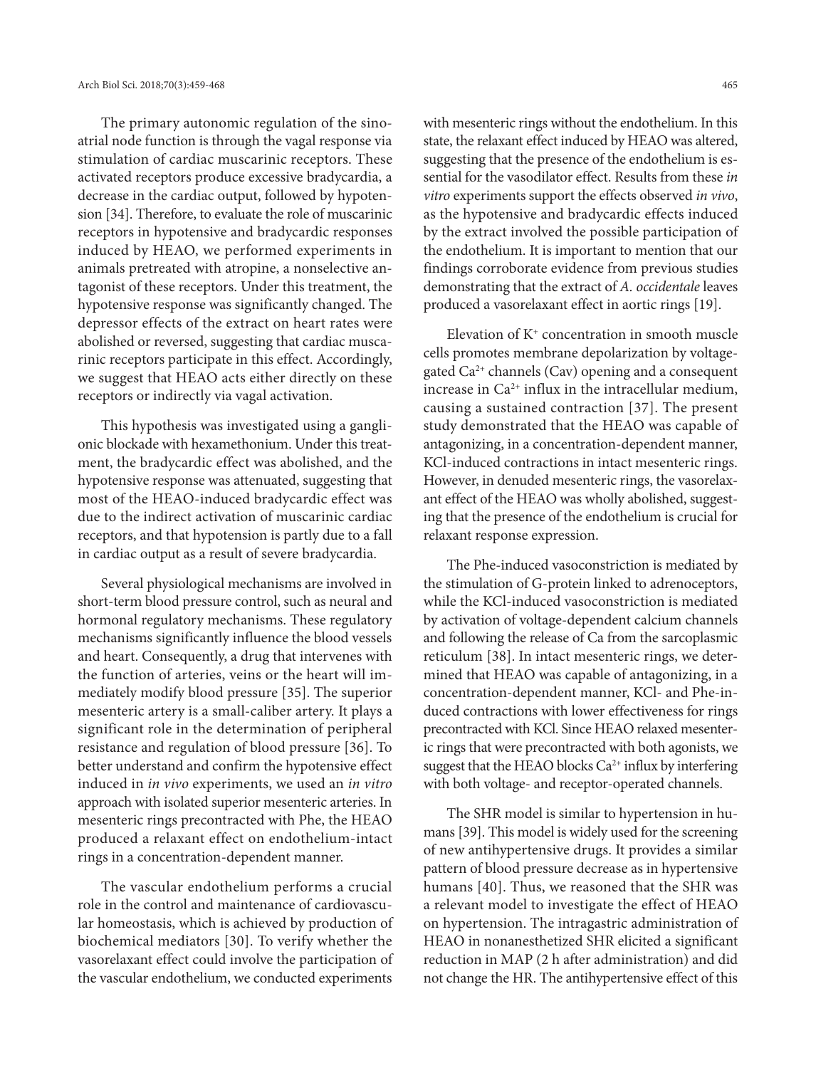The primary autonomic regulation of the sinoatrial node function is through the vagal response via stimulation of cardiac muscarinic receptors. These activated receptors produce excessive bradycardia, a decrease in the cardiac output, followed by hypotension [34]. Therefore, to evaluate the role of muscarinic receptors in hypotensive and bradycardic responses induced by HEAO, we performed experiments in animals pretreated with atropine, a nonselective antagonist of these receptors. Under this treatment, the hypotensive response was significantly changed. The depressor effects of the extract on heart rates were abolished or reversed, suggesting that cardiac muscarinic receptors participate in this effect. Accordingly, we suggest that HEAO acts either directly on these receptors or indirectly via vagal activation.

This hypothesis was investigated using a ganglionic blockade with hexamethonium. Under this treatment, the bradycardic effect was abolished, and the hypotensive response was attenuated, suggesting that most of the HEAO-induced bradycardic effect was due to the indirect activation of muscarinic cardiac receptors, and that hypotension is partly due to a fall in cardiac output as a result of severe bradycardia.

Several physiological mechanisms are involved in short-term blood pressure control, such as neural and hormonal regulatory mechanisms. These regulatory mechanisms significantly influence the blood vessels and heart. Consequently, a drug that intervenes with the function of arteries, veins or the heart will immediately modify blood pressure [35]. The superior mesenteric artery is a small-caliber artery. It plays a significant role in the determination of peripheral resistance and regulation of blood pressure [36]. To better understand and confirm the hypotensive effect induced in *in vivo* experiments, we used an *in vitro* approach with isolated superior mesenteric arteries. In mesenteric rings precontracted with Phe, the HEAO produced a relaxant effect on endothelium-intact rings in a concentration-dependent manner.

The vascular endothelium performs a crucial role in the control and maintenance of cardiovascular homeostasis, which is achieved by production of biochemical mediators [30]. To verify whether the vasorelaxant effect could involve the participation of the vascular endothelium, we conducted experiments with mesenteric rings without the endothelium. In this state, the relaxant effect induced by HEAO was altered, suggesting that the presence of the endothelium is essential for the vasodilator effect. Results from these *in vitro* experiments support the effects observed *in vivo*, as the hypotensive and bradycardic effects induced by the extract involved the possible participation of the endothelium. It is important to mention that our findings corroborate evidence from previous studies demonstrating that the extract of *A. occidentale* leaves produced a vasorelaxant effect in aortic rings [19].

Elevation of $K^+$ concentration in smooth muscle cells promotes membrane depolarization by voltage-gated $Ca^{2+}$ channels (Cav) opening and a consequent increase in $Ca^{2+}$ influx in the intracellular medium, causing a sustained contraction [37]. The present study demonstrated that the HEAO was capable of antagonizing, in a concentration-dependent manner, KCl-induced contractions in intact mesenteric rings. However, in denuded mesenteric rings, the vasorelaxant effect of the HEAO was wholly abolished, suggesting that the presence of the endothelium is crucial for relaxant response expression.

The Phe-induced vasoconstriction is mediated by the stimulation of G-protein linked to adrenoceptors, while the KCl-induced vasoconstriction is mediated by activation of voltage-dependent calcium channels and following the release of Ca from the sarcoplasmic reticulum [38]. In intact mesenteric rings, we determined that HEAO was capable of antagonizing, in a concentration-dependent manner, KCl- and Phe-induced contractions with lower effectiveness for rings precontracted with KCl. Since HEAO relaxed mesenteric rings that were precontracted with both agonists, we suggest that the HEAO blocks $Ca^{2+}$ influx by interfering with both voltage- and receptor-operated channels.

The SHR model is similar to hypertension in humans [39]. This model is widely used for the screening of new antihypertensive drugs. It provides a similar pattern of blood pressure decrease as in hypertensive humans [40]. Thus, we reasoned that the SHR was a relevant model to investigate the effect of HEAO on hypertension. The intragastric administration of HEAO in nonanesthetized SHR elicited a significant reduction in MAP (2 h after administration) and did not change the HR. The antihypertensive effect of this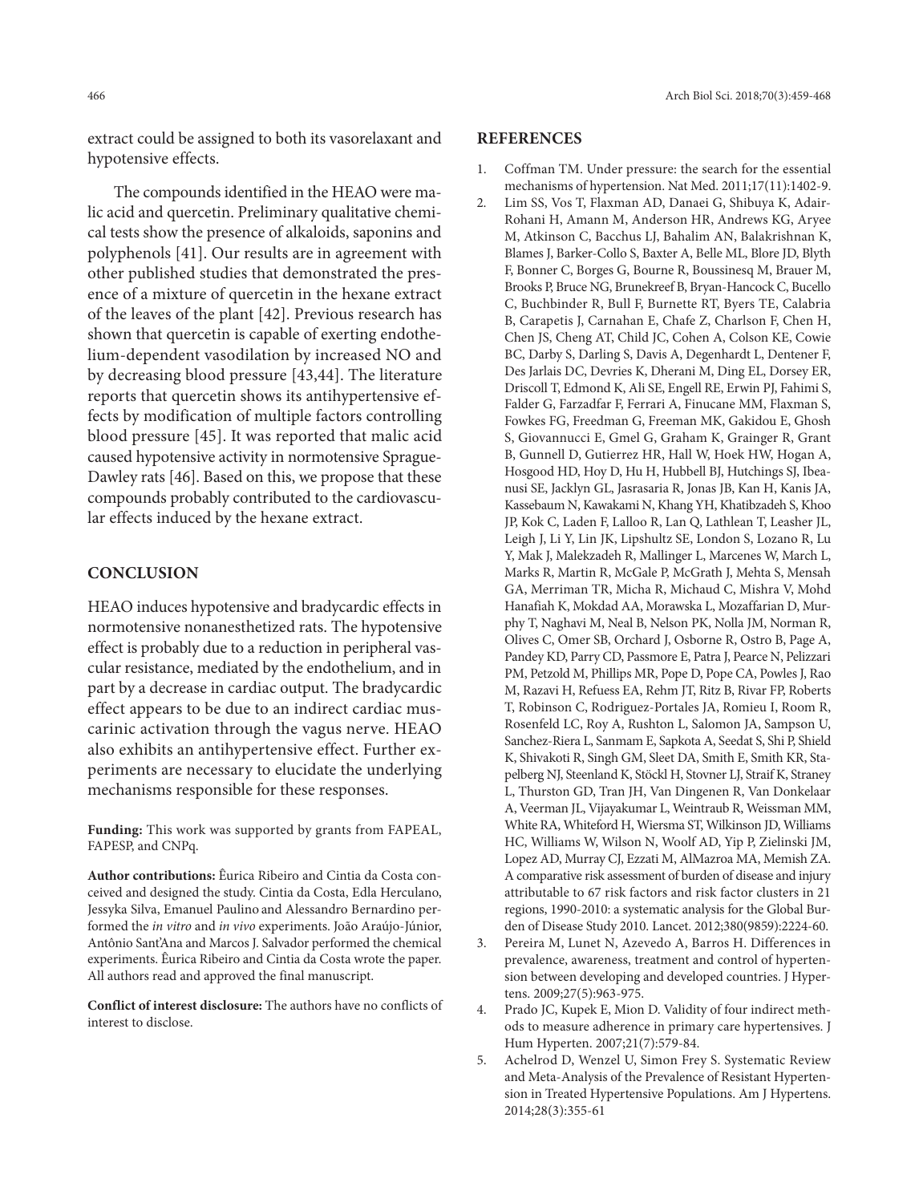extract could be assigned to both its vasorelaxant and hypotensive effects.

The compounds identified in the HEAO were malic acid and quercetin. Preliminary qualitative chemical tests show the presence of alkaloids, saponins and polyphenols [41]. Our results are in agreement with other published studies that demonstrated the presence of a mixture of quercetin in the hexane extract of the leaves of the plant [42]. Previous research has shown that quercetin is capable of exerting endothelium-dependent vasodilation by increased NO and by decreasing blood pressure [43,44]. The literature reports that quercetin shows its antihypertensive effects by modification of multiple factors controlling blood pressure [45]. It was reported that malic acid caused hypotensive activity in normotensive Sprague-Dawley rats [46]. Based on this, we propose that these compounds probably contributed to the cardiovascular effects induced by the hexane extract.

## CONCLUSION

HEAO induces hypotensive and bradycardic effects in normotensive nonanesthetized rats. The hypotensive effect is probably due to a reduction in peripheral vascular resistance, mediated by the endothelium, and in part by a decrease in cardiac output. The bradycardic effect appears to be due to an indirect cardiac muscarinic activation through the vagus nerve. HEAO also exhibits an antihypertensive effect. Further experiments are necessary to elucidate the underlying mechanisms responsible for these responses.

**Funding:** This work was supported by grants from FAPEAL, FAPESP, and CNPq.

**Author contributions:** Êurica Ribeiro and Cintia da Costa conceived and designed the study. Cintia da Costa, Edla Herculano, Jessyka Silva, Emanuel Paulino and Alessandro Bernardino performed the *in vitro* and *in vivo* experiments. João Araújo-Júnior, Antônio Sant'Ana and Marcos J. Salvador performed the chemical experiments. Êurica Ribeiro and Cintia da Costa wrote the paper. All authors read and approved the final manuscript.

**Conflict of interest disclosure:** The authors have no conflicts of interest to disclose.

## REFERENCES

1. Coffman TM. Under pressure: the search for the essential mechanisms of hypertension. Nat Med. 2011;17(11):1402-9.
2. Lim SS, Vos T, Flaxman AD, Danaei G, Shibuya K, Adair-Rohani H, Amann M, Anderson HR, Andrews KG, Aryee M, Atkinson C, Bacchus LJ, Bahalim AN, Balakrishnan K, Blames J, Barker-Collo S, Baxter A, Belle ML, Blore JD, Blyth F, Bonner C, Borges G, Bourne R, Boussinesq M, Brauer M, Brooks P, Bruce NG, Brunekreef B, Bryan-Hancock C, Bucello C, Buchbinder R, Bull F, Burnette RT, Byers TE, Calabria B, Carapetis J, Carnahan E, Chafe Z, Charlson F, Chen H, Chen JS, Cheng AT, Child JC, Cohen A, Colson KE, Cowie BC, Darby S, Darling S, Davis A, Degenhardt L, Dentener F, Des Jarlais DC, Devries K, Dherani M, Ding EL, Dorsey ER, Driscoll T, Edmond K, Ali SE, Engell RE, Erwin PJ, Fahimi S, Falder G, Farzadfar F, Ferrari A, Finucane MM, Flaxman S, Fowkes FG, Freedman G, Freeman MK, Gakidou E, Ghosh S, Giovannucci E, Gmel G, Graham K, Grainger R, Grant B, Gunnell D, Gutierrez HR, Hall W, Hoek HW, Hogan A, Hosgood HD, Hoy D, Hu H, Hubbell BJ, Hutchings SJ, Ibeanusi SE, Jacklyn GL, Jasrasaria R, Jonas JB, Kan H, Kanis JA, Kassebaum N, Kawakami N, Khang YH, Khatibzadeh S, Khoo JP, Kok C, Laden F, Lalloo R, Lan Q, Lathlean T, Leasher JL, Leigh J, Li Y, Lin JK, Lipshultz SE, London S, Lozano R, Lu Y, Mak J, Malekzadeh R, Mallinger L, Marcenes W, March L, Marks R, Martin R, McGale P, McGrath J, Mehta S, Mensah GA, Merriman TR, Micha R, Michaud C, Mishra V, Mohd Hanafiah K, Mokdad AA, Morawska L, Mozaffarian D, Murphy T, Naghavi M, Neal B, Nelson PK, Nolla JM, Norman R, Olives C, Omer SB, Orchard J, Osborne R, Ostro B, Page A, Pandey KD, Parry CD, Passmore E, Patra J, Pearce N, Pelizzari PM, Petzold M, Phillips MR, Pope D, Pope CA, Powles J, Rao M, Razavi H, Refuess EA, Rehm JT, Ritz B, Rivar FP, Roberts T, Robinson C, Rodriguez-Portales JA, Romieu I, Room R, Rosenfeld LC, Roy A, Rushton L, Salomon JA, Sampson U, Sanchez-Riera L, Sanmam E, Sapkota A, Seedat S, Shi P, Shield K, Shivakoti R, Singh GM, Sleet DA, Smith E, Smith KR, Stapelberg NJ, Steenland K, Stöckl H, Stovner LJ, Straif K, Straney L, Thurston GD, Tran JH, Van Dingenen R, Van Donkelaar A, Veerman JL, Vijayakumar L, Weintraub R, Weissman MM, White RA, Whiteford H, Wiersma ST, Wilkinson JD, Williams HC, Williams W, Wilson N, Woolf AD, Yip P, Zielinski JM, Lopez AD, Murray CJ, Ezzati M, AlMazroa MA, Memish ZA. A comparative risk assessment of burden of disease and injury attributable to 67 risk factors and risk factor clusters in 21 regions, 1990-2010: a systematic analysis for the Global Burden of Disease Study 2010. Lancet. 2012;380(9859):2224-60.
3. Pereira M, Lunet N, Azevedo A, Barros H. Differences in prevalence, awareness, treatment and control of hypertension between developing and developed countries. J Hypertens. 2009;27(5):963-975.
4. Prado JC, Kupek E, Mion D. Validity of four indirect methods to measure adherence in primary care hypertensives. J Hum Hyperten. 2007;21(7):579-84.
5. Achelrod D, Wenzel U, Simon Frey S. Systematic Review and Meta-Analysis of the Prevalence of Resistant Hypertension in Treated Hypertensive Populations. Am J Hypertens. 2014;28(3):355-61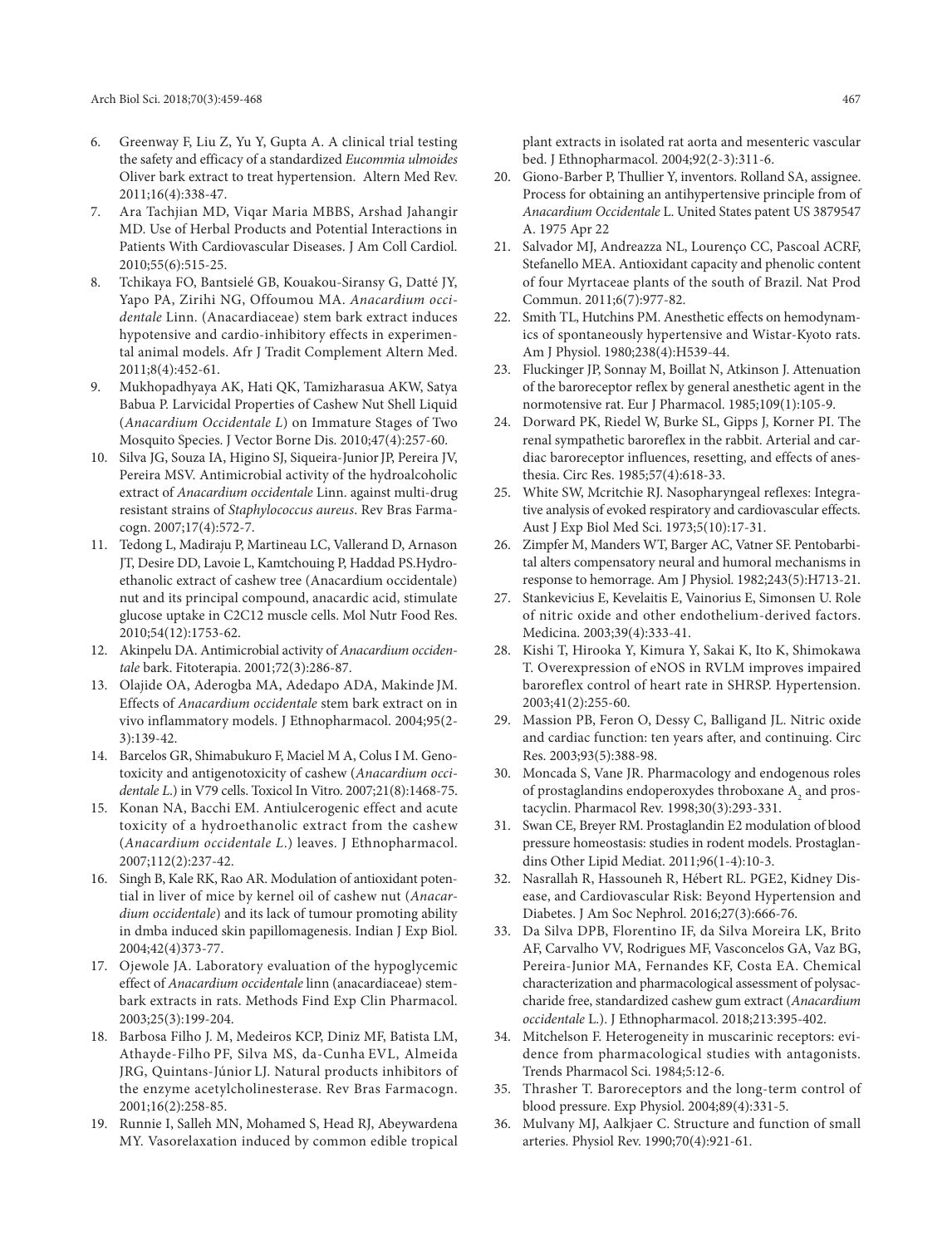6. Greenway F, Liu Z, Yu Y, Gupta A. A clinical trial testing the safety and efficacy of a standardized *Eucommia ulmoides* Oliver bark extract to treat hypertension. Altern Med Rev. 2011;16(4):338-47.
7. Ara Tachjian MD, Viqar Maria MBBS, Arshad Jahangir MD. Use of Herbal Products and Potential Interactions in Patients With Cardiovascular Diseases. J Am Coll Cardiol. 2010;55(6):515-25.
8. Tchikaya FO, Bantsielé GB, Kouakou-Siransy G, Datté JY, Yapo PA, Zirihi NG, Offoumou MA. *Anacardium occidentale* Linn. (Anacardiaceae) stem bark extract induces hypotensive and cardio-inhibitory effects in experimental animal models. Afr J Tradit Complement Altern Med. 2011;8(4):452-61.
9. Mukhopadhyaya AK, Hati QK, Tamizharasua AKW, Satya Babua P. Larvicidal Properties of Cashew Nut Shell Liquid (*Anacardium Occidentale L*) on Immature Stages of Two Mosquito Species. J Vector Borne Dis. 2010;47(4):257-60.
10. Silva JG, Souza IA, Higino SJ, Siqueira-Junior JP, Pereira JV, Pereira MSV. Antimicrobial activity of the hydroalcoholic extract of *Anacardium occidentale* Linn. against multi-drug resistant strains of *Staphylococcus aureus*. Rev Bras Farmacogn. 2007;17(4):572-7.
11. Tedong L, Madiraju P, Martineau LC, Vallerand D, Arnason JT, Desire DD, Lavoie L, Kamtchouing P, Haddad PS.Hydroethanolic extract of cashew tree (Anacardium occidentale) nut and its principal compound, anacardic acid, stimulate glucose uptake in C2C12 muscle cells. Mol Nutr Food Res. 2010;54(12):1753-62.
12. Akinpelu DA. Antimicrobial activity of *Anacardium occidentale* bark. Fitoterapia. 2001;72(3):286-87.
13. Olajide OA, Aderogba MA, Adedapo ADA, Makinde JM. Effects of *Anacardium occidentale* stem bark extract on in vivo inflammatory models. J Ethnopharmacol. 2004;95(2-3):139-42.
14. Barcelos GR, Shimabukuro F, Maciel M A, Colus I M. Genotoxicity and antigenotoxicity of cashew (*Anacardium occidentale L*.) in V79 cells. Toxicol In Vitro. 2007;21(8):1468-75.
15. Konan NA, Bacchi EM. Antiulcerogenic effect and acute toxicity of a hydroethanolic extract from the cashew (*Anacardium occidentale L*.) leaves. J Ethnopharmacol. 2007;112(2):237-42.
16. Singh B, Kale RK, Rao AR. Modulation of antioxidant potential in liver of mice by kernel oil of cashew nut (*Anacardium occidentale*) and its lack of tumour promoting ability in dmba induced skin papillomagenesis. Indian J Exp Biol. 2004;42(4)373-77.
17. Ojewole JA. Laboratory evaluation of the hypoglycemic effect of *Anacardium occidentale* linn (anacardiaceae) stem-bark extracts in rats. Methods Find Exp Clin Pharmacol. 2003;25(3):199-204.
18. Barbosa Filho J. M, Medeiros KCP, Diniz MF, Batista LM, Athayde-Filho PF, Silva MS, da-Cunha EVL, Almeida JRG, Quintans-Júnior LJ. Natural products inhibitors of the enzyme acetylcholinesterase. Rev Bras Farmacogn. 2001;16(2):258-85.
19. Runnie I, Salleh MN, Mohamed S, Head RJ, Abeywardena MY. Vasorelaxation induced by common edible tropical plant extracts in isolated rat aorta and mesenteric vascular bed. J Ethnopharmacol. 2004;92(2-3):311-6.
20. Giono-Barber P, Thullier Y, inventors. Rolland SA, assignee. Process for obtaining an antihypertensive principle from of *Anacardium Occidentale* L. United States patent US 3879547 A. 1975 Apr 22
21. Salvador MJ, Andreazza NL, Lourenço CC, Pascoal ACRF, Stefanello MEA. Antioxidant capacity and phenolic content of four Myrtaceae plants of the south of Brazil. Nat Prod Commun. 2011;6(7):977-82.
22. Smith TL, Hutchins PM. Anesthetic effects on hemodynamics of spontaneously hypertensive and Wistar-Kyoto rats. Am J Physiol. 1980;238(4):H539-44.
23. Fluckinger JP, Sonnay M, Boillat N, Atkinson J. Attenuation of the baroreceptor reflex by general anesthetic agent in the normotensive rat. Eur J Pharmacol. 1985;109(1):105-9.
24. Dorward PK, Riedel W, Burke SL, Gipps J, Korner PI. The renal sympathetic baroreflex in the rabbit. Arterial and cardiac baroreceptor influences, resetting, and effects of anesthesia. Circ Res. 1985;57(4):618-33.
25. White SW, Mcritchie RJ. Nasopharyngeal reflexes: Integrative analysis of evoked respiratory and cardiovascular effects. Aust J Exp Biol Med Sci. 1973;5(10):17-31.
26. Zimpfer M, Manders WT, Barger AC, Vatner SF. Pentobarbital alters compensatory neural and humoral mechanisms in response to hemorrhage. Am J Physiol. 1982;243(5):H713-21.
27. Stankevicius E, Kevelaitis E, Vainorius E, Simonsen U. Role of nitric oxide and other endothelium-derived factors. Medicina. 2003;39(4):333-41.
28. Kishi T, Hirooka Y, Kimura Y, Sakai K, Ito K, Shimokawa T. Overexpression of eNOS in RVLM improves impaired baroreflex control of heart rate in SHRSP. Hypertension. 2003;41(2):255-60.
29. Massion PB, Feron O, Dessy C, Balligand JL. Nitric oxide and cardiac function: ten years after, and continuing. Circ Res. 2003;93(5):388-98.
30. Moncada S, Vane JR. Pharmacology and endogenous roles of prostaglandins endoperoxydes throboxane $A_2$ and prostacyclin. Pharmacol Rev. 1998;30(3):293-331.
31. Swan CE, Breyer RM. Prostaglandin E2 modulation of blood pressure homeostasis: studies in rodent models. Prostaglandins Other Lipid Mediat. 2011;96(1-4):10-3.
32. Nasrallah R, Hassouneh R, Hébert RL. PGE2, Kidney Disease, and Cardiovascular Risk: Beyond Hypertension and Diabetes. J Am Soc Nephrol. 2016;27(3):666-76.
33. Da Silva DPB, Florentino IF, da Silva Moreira LK, Brito AF, Carvalho VV, Rodrigues MF, Vasconcelos GA, Vaz BG, Pereira-Junior MA, Fernandes KF, Costa EA. Chemical characterization and pharmacological assessment of polysaccharide free, standardized cashew gum extract (*Anacardium occidentale* L.). J Ethnopharmacol. 2018;213:395-402.
34. Mitchelson F. Heterogeneity in muscarinic receptors: evidence from pharmacological studies with antagonists. Trends Pharmacol Sci. 1984;5:12-6.
35. Thrasher T. Baroreceptors and the long-term control of blood pressure. Exp Physiol. 2004;89(4):331-5.
36. Mulvany MJ, Aalkjaer C. Structure and function of small arteries. Physiol Rev. 1990;70(4):921-61.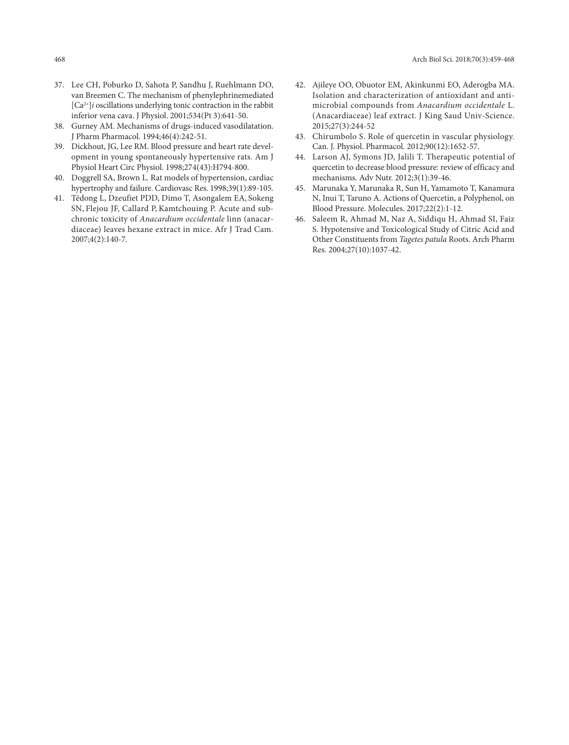37. Lee CH, Poburko D, Sahota P, Sandhu J, Ruehlmann DO, van Breemen C. The mechanism of phenylephrinemediated [$Ca^{2+}$]*i* oscillations underlying tonic contraction in the rabbit inferior vena cava. J Physiol. 2001;534(Pt 3):641-50.
38. Gurney AM. Mechanisms of drugs-induced vasodilatation. J Pharm Pharmacol. 1994;46(4):242-51.
39. Dickhout, JG, Lee RM. Blood pressure and heart rate development in young spontaneously hypertensive rats. Am J Physiol Heart Circ Physiol. 1998;274(43):H794-800.
40. Doggrell SA, Brown L. Rat models of hypertension, cardiac hypertrophy and failure. Cardiovasc Res. 1998;39(1):89-105.
41. Tédong L, Dzeufiet PDD, Dimo T, Asongalem EA, Sokeng SN, Flejou JF, Callard P, Kamtchouing P. Acute and subchronic toxicity of *Anacardium occidentale* linn (anacardiaceae) leaves hexane extract in mice. Afr J Trad Cam. 2007;4(2):140-7.
42. Ajileye OO, Obuotor EM, Akinkunmi EO, Aderogba MA. Isolation and characterization of antioxidant and antimicrobial compounds from *Anacardium occidentale* L. (Anacardiaceae) leaf extract. J King Saud Univ-Science. 2015;27(3):244-52
43. Chirumbolo S. Role of quercetin in vascular physiology. Can. J. Physiol. Pharmacol. 2012;90(12):1652-57.
44. Larson AJ, Symons JD, Jalili T. Therapeutic potential of quercetin to decrease blood pressure: review of efficacy and mechanisms. Adv Nutr. 2012;3(1):39-46.
45. Marunaka Y, Marunaka R, Sun H, Yamamoto T, Kanamura N, Inui T, Taruno A. Actions of Quercetin, a Polyphenol, on Blood Pressure. Molecules. 2017;22(2):1-12.
46. Saleem R, Ahmad M, Naz A, Siddiqu H, Ahmad SI, Faiz S. Hypotensive and Toxicological Study of Citric Acid and Other Constituents from *Tagetes patula* Roots. Arch Pharm Res. 2004;27(10):1037-42.